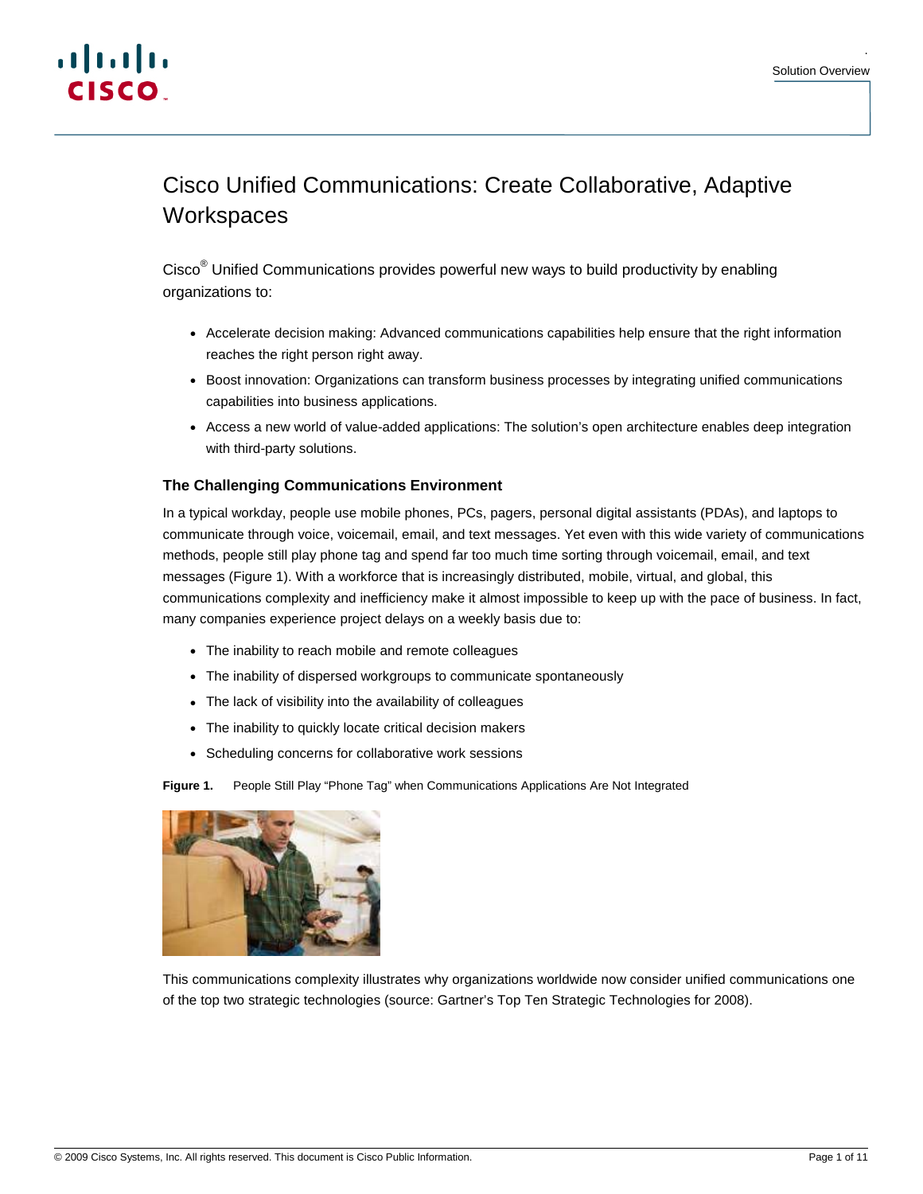# Cisco Unified Communications: Create Collaborative, Adaptive Workspaces

Cisco® Unified Communications provides powerful new ways to build productivity by enabling organizations to:

- Accelerate decision making: Advanced communications capabilities help ensure that the right information reaches the right person right away.
- Boost innovation: Organizations can transform business processes by integrating unified communications capabilities into business applications.
- Access a new world of value-added applications: The solution's open architecture enables deep integration with third-party solutions.

### The Challenging Communications Environment

In a typical workday, people use mobile phones, PCs, pagers, personal digital assistants (PDAs), and laptops to communicate through voice, voicemail, email, and text messages. Yet even with this wide variety of communications methods, people still play phone tag and spend far too much time sorting through voicemail, email, and text messages (Figure 1). With a workforce that is increasingly distributed, mobile, virtual, and global, this communications complexity and inefficiency make it almost impossible to keep up with the pace of business. In fact, many companies experience project delays on a weekly basis due to:

- The inability to reach mobile and remote colleagues
- The inability of dispersed workgroups to communicate spontaneously
- The lack of visibility into the availability of colleagues
- The inability to quickly locate critical decision makers
- Scheduling concerns for collaborative work sessions

**Figure 1.** People Still Play "Phone Tag" when Communications Applications Are Not Integrated

This communications complexity illustrates why organizations worldwide now consider unified communications one of the top two strategic technologies (source: Gartner's Top Ten Strategic Technologies for 2008).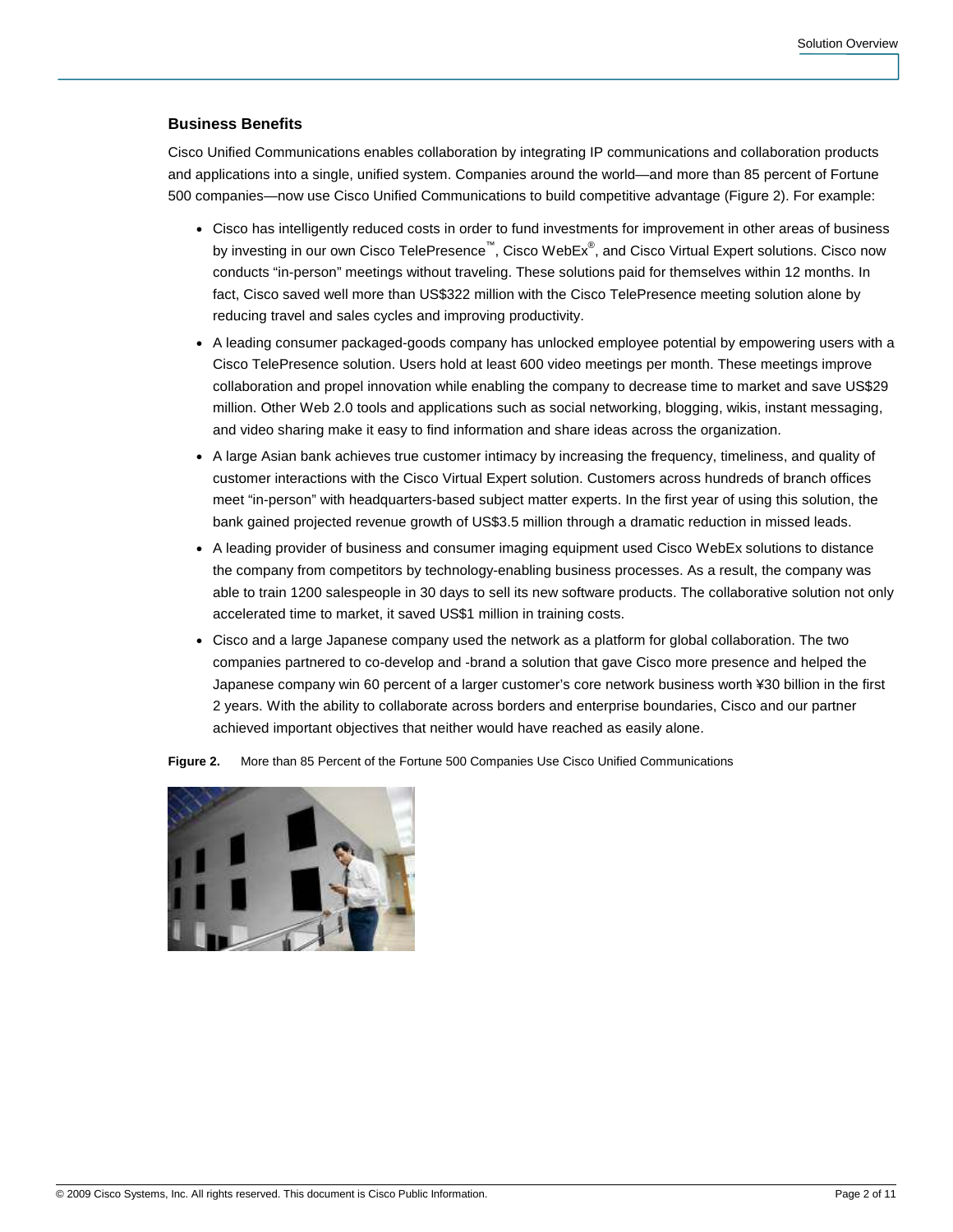### Business Benefits

Cisco Unified Communications enables collaboration by integrating IP communications and collaboration products and applications into a single, unified system. Companies around the world—and more than 85 percent of Fortune 500 companies—now use Cisco Unified Communications to build competitive advantage (Figure 2). For example:

- Cisco has intelligently reduced costs in order to fund investments for improvement in other areas of business by investing in our own Cisco TelePresence™, Cisco WebEx®, and Cisco Virtual Expert solutions. Cisco now conducts "in-person" meetings without traveling. These solutions paid for themselves within 12 months. In fact, Cisco saved well more than US$322 million with the Cisco TelePresence meeting solution alone by reducing travel and sales cycles and improving productivity.
- A leading consumer packaged-goods company has unlocked employee potential by empowering users with a Cisco TelePresence solution. Users hold at least 600 video meetings per month. These meetings improve collaboration and propel innovation while enabling the company to decrease time to market and save US$29 million. Other Web 2.0 tools and applications such as social networking, blogging, wikis, instant messaging, and video sharing make it easy to find information and share ideas across the organization.
- A large Asian bank achieves true customer intimacy by increasing the frequency, timeliness, and quality of customer interactions with the Cisco Virtual Expert solution. Customers across hundreds of branch offices meet "in-person" with headquarters-based subject matter experts. In the first year of using this solution, the bank gained projected revenue growth of US$3.5 million through a dramatic reduction in missed leads.
- A leading provider of business and consumer imaging equipment used Cisco WebEx solutions to distance the company from competitors by technology-enabling business processes. As a result, the company was able to train 1200 salespeople in 30 days to sell its new software products. The collaborative solution not only accelerated time to market, it saved US$1 million in training costs.
- Cisco and a large Japanese company used the network as a platform for global collaboration. The two companies partnered to co-develop and -brand a solution that gave Cisco more presence and helped the Japanese company win 60 percent of a larger customer's core network business worth ¥30 billion in the first 2 years. With the ability to collaborate across borders and enterprise boundaries, Cisco and our partner achieved important objectives that neither would have reached as easily alone.

**Figure 2.** More than 85 Percent of the Fortune 500 Companies Use Cisco Unified Communications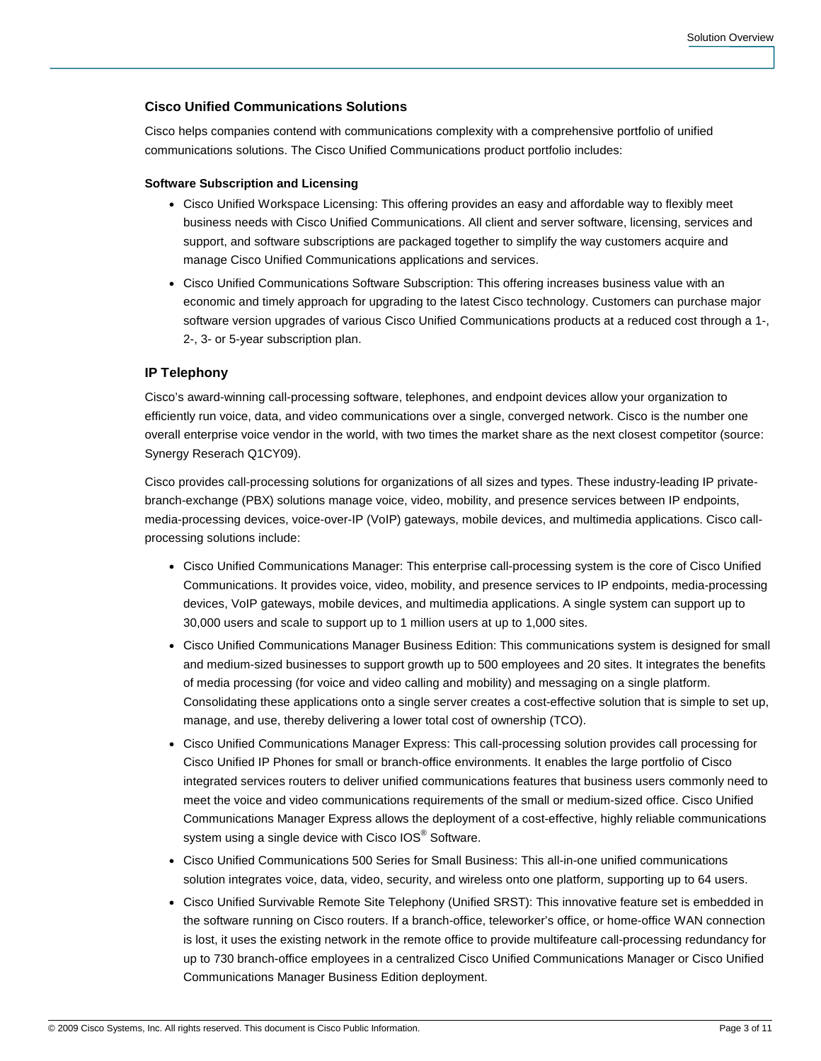## Cisco Unified Communications Solutions

Cisco helps companies contend with communications complexity with a comprehensive portfolio of unified communications solutions. The Cisco Unified Communications product portfolio includes:

#### Software Subscription and Licensing

- Cisco Unified Workspace Licensing: This offering provides an easy and affordable way to flexibly meet business needs with Cisco Unified Communications. All client and server software, licensing, services and support, and software subscriptions are packaged together to simplify the way customers acquire and manage Cisco Unified Communications applications and services.
- Cisco Unified Communications Software Subscription: This offering increases business value with an economic and timely approach for upgrading to the latest Cisco technology. Customers can purchase major software version upgrades of various Cisco Unified Communications products at a reduced cost through a 1-, 2-, 3- or 5-year subscription plan.

### IP Telephony

Cisco's award-winning call-processing software, telephones, and endpoint devices allow your organization to efficiently run voice, data, and video communications over a single, converged network. Cisco is the number one overall enterprise voice vendor in the world, with two times the market share as the next closest competitor (source: Synergy Reserach Q1CY09).

Cisco provides call-processing solutions for organizations of all sizes and types. These industry-leading IP private-branch-exchange (PBX) solutions manage voice, video, mobility, and presence services between IP endpoints, media-processing devices, voice-over-IP (VoIP) gateways, mobile devices, and multimedia applications. Cisco call-processing solutions include:

- Cisco Unified Communications Manager: This enterprise call-processing system is the core of Cisco Unified Communications. It provides voice, video, mobility, and presence services to IP endpoints, media-processing devices, VoIP gateways, mobile devices, and multimedia applications. A single system can support up to 30,000 users and scale to support up to 1 million users at up to 1,000 sites.
- Cisco Unified Communications Manager Business Edition: This communications system is designed for small and medium-sized businesses to support growth up to 500 employees and 20 sites. It integrates the benefits of media processing (for voice and video calling and mobility) and messaging on a single platform. Consolidating these applications onto a single server creates a cost-effective solution that is simple to set up, manage, and use, thereby delivering a lower total cost of ownership (TCO).
- Cisco Unified Communications Manager Express: This call-processing solution provides call processing for Cisco Unified IP Phones for small or branch-office environments. It enables the large portfolio of Cisco integrated services routers to deliver unified communications features that business users commonly need to meet the voice and video communications requirements of the small or medium-sized office. Cisco Unified Communications Manager Express allows the deployment of a cost-effective, highly reliable communications system using a single device with Cisco IOS® Software.
- Cisco Unified Communications 500 Series for Small Business: This all-in-one unified communications solution integrates voice, data, video, security, and wireless onto one platform, supporting up to 64 users.
- Cisco Unified Survivable Remote Site Telephony (Unified SRST): This innovative feature set is embedded in the software running on Cisco routers. If a branch-office, teleworker's office, or home-office WAN connection is lost, it uses the existing network in the remote office to provide multifeature call-processing redundancy for up to 730 branch-office employees in a centralized Cisco Unified Communications Manager or Cisco Unified Communications Manager Business Edition deployment.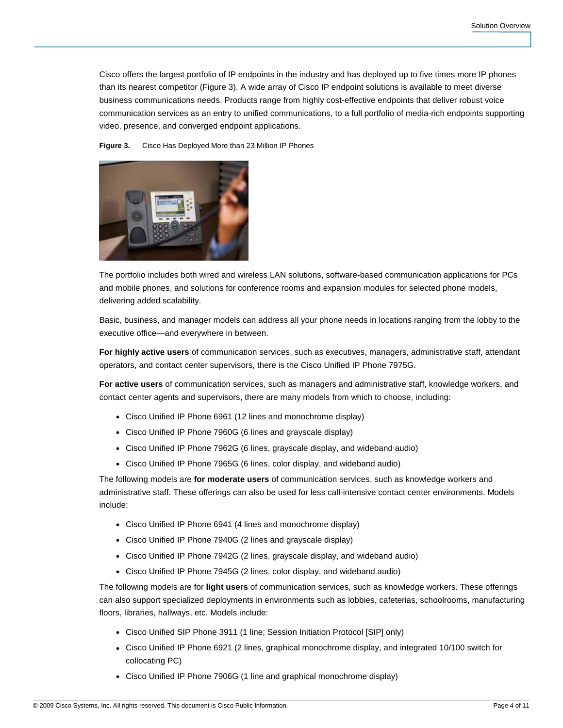Cisco offers the largest portfolio of IP endpoints in the industry and has deployed up to five times more IP phones than its nearest competitor (Figure 3). A wide array of Cisco IP endpoint solutions is available to meet diverse business communications needs. Products range from highly cost-effective endpoints that deliver robust voice communication services as an entry to unified communications, to a full portfolio of media-rich endpoints supporting video, presence, and converged endpoint applications.

**Figure 3.** Cisco Has Deployed More than 23 Million IP Phones

The portfolio includes both wired and wireless LAN solutions, software-based communication applications for PCs and mobile phones, and solutions for conference rooms and expansion modules for selected phone models, delivering added scalability.

Basic, business, and manager models can address all your phone needs in locations ranging from the lobby to the executive office—and everywhere in between.

**For highly active users** of communication services, such as executives, managers, administrative staff, attendant operators, and contact center supervisors, there is the Cisco Unified IP Phone 7975G.

**For active users** of communication services, such as managers and administrative staff, knowledge workers, and contact center agents and supervisors, there are many models from which to choose, including:

- Cisco Unified IP Phone 6961 (12 lines and monochrome display)
- Cisco Unified IP Phone 7960G (6 lines and grayscale display)
- Cisco Unified IP Phone 7962G (6 lines, grayscale display, and wideband audio)
- Cisco Unified IP Phone 7965G (6 lines, color display, and wideband audio)

The following models are **for moderate users** of communication services, such as knowledge workers and administrative staff. These offerings can also be used for less call-intensive contact center environments. Models include:

- Cisco Unified IP Phone 6941 (4 lines and monochrome display)
- Cisco Unified IP Phone 7940G (2 lines and grayscale display)
- Cisco Unified IP Phone 7942G (2 lines, grayscale display, and wideband audio)
- Cisco Unified IP Phone 7945G (2 lines, color display, and wideband audio)

The following models are for **light users** of communication services, such as knowledge workers. These offerings can also support specialized deployments in environments such as lobbies, cafeterias, schoolrooms, manufacturing floors, libraries, hallways, etc. Models include:

- Cisco Unified SIP Phone 3911 (1 line; Session Initiation Protocol [SIP] only)
- Cisco Unified IP Phone 6921 (2 lines, graphical monochrome display, and integrated 10/100 switch for collocating PC)
- Cisco Unified IP Phone 7906G (1 line and graphical monochrome display)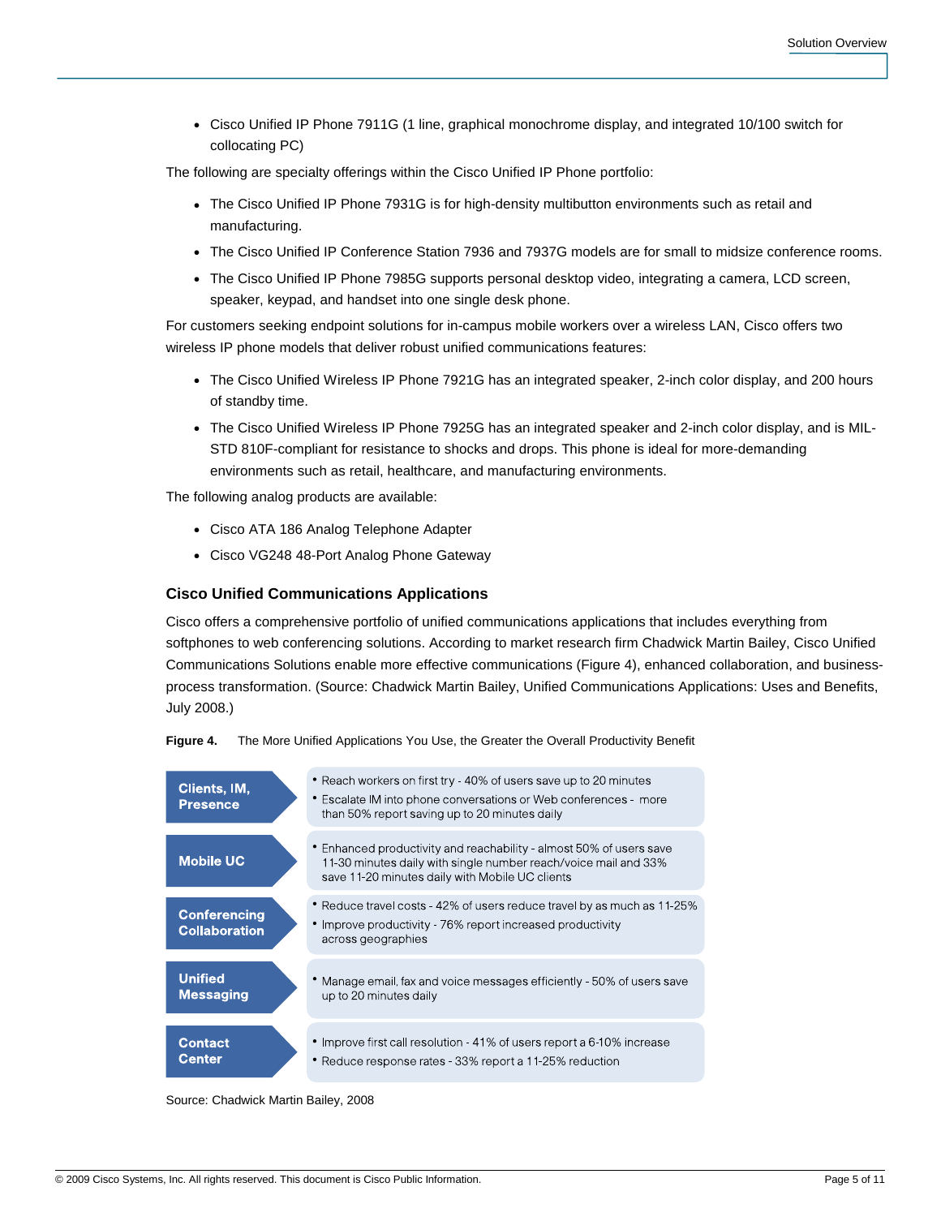- Cisco Unified IP Phone 7911G (1 line, graphical monochrome display, and integrated 10/100 switch for collocating PC)

The following are specialty offerings within the Cisco Unified IP Phone portfolio:

- The Cisco Unified IP Phone 7931G is for high-density multibutton environments such as retail and manufacturing.
- The Cisco Unified IP Conference Station 7936 and 7937G models are for small to midsize conference rooms.
- The Cisco Unified IP Phone 7985G supports personal desktop video, integrating a camera, LCD screen, speaker, keypad, and handset into one single desk phone.

For customers seeking endpoint solutions for in-campus mobile workers over a wireless LAN, Cisco offers two wireless IP phone models that deliver robust unified communications features:

- The Cisco Unified Wireless IP Phone 7921G has an integrated speaker, 2-inch color display, and 200 hours of standby time.
- The Cisco Unified Wireless IP Phone 7925G has an integrated speaker and 2-inch color display, and is MIL-STD 810F-compliant for resistance to shocks and drops. This phone is ideal for more-demanding environments such as retail, healthcare, and manufacturing environments.

The following analog products are available:

- Cisco ATA 186 Analog Telephone Adapter
- Cisco VG248 48-Port Analog Phone Gateway

### Cisco Unified Communications Applications

Cisco offers a comprehensive portfolio of unified communications applications that includes everything from softphones to web conferencing solutions. According to market research firm Chadwick Martin Bailey, Cisco Unified Communications Solutions enable more effective communications (Figure 4), enhanced collaboration, and business-process transformation. (Source: Chadwick Martin Bailey, Unified Communications Applications: Uses and Benefits, July 2008.)

**Figure 4.** The More Unified Applications You Use, the Greater the Overall Productivity Benefit

| Application | Benefits |
| --- | --- |
| **Clients, IM, Presence** | • Reach workers on first try - 40% of users save up to 20 minutes<br>• Escalate IM into phone conversations or Web conferences - more than 50% report saving up to 20 minutes daily |
| **Mobile UC** | • Enhanced productivity and reachability - almost 50% of users save 11-30 minutes daily with single number reach/voice mail and 33% save 11-20 minutes daily with Mobile UC clients |
| **Conferencing Collaboration** | • Reduce travel costs - 42% of users reduce travel by as much as 11-25%<br>• Improve productivity - 76% report increased productivity across geographies |
| **Unified Messaging** | • Manage email, fax and voice messages efficiently - 50% of users save up to 20 minutes daily |
| **Contact Center** | • Improve first call resolution - 41% of users report a 6-10% increase<br>• Reduce response rates - 33% report a 11-25% reduction |

Source: Chadwick Martin Bailey, 2008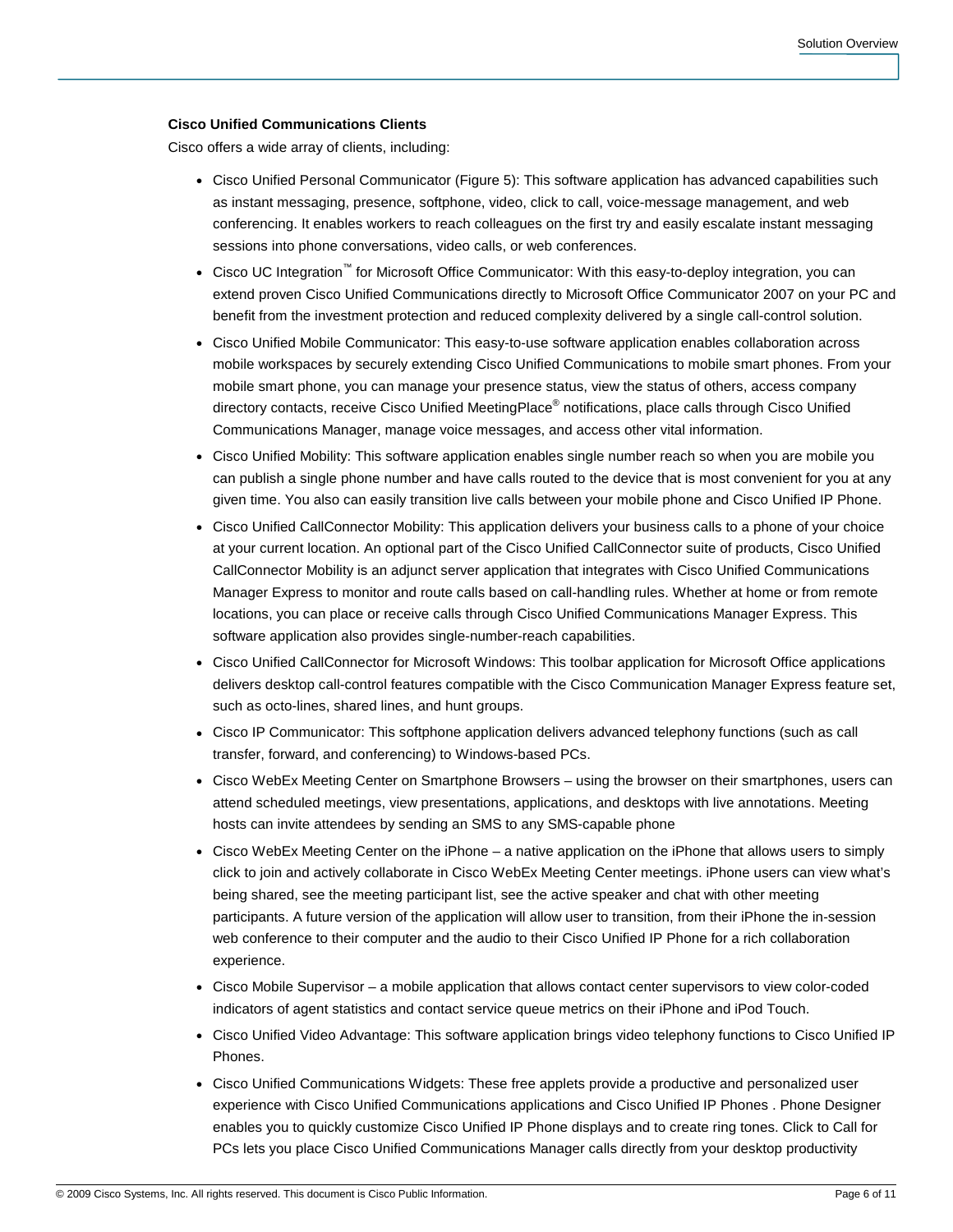### Cisco Unified Communications Clients

Cisco offers a wide array of clients, including:

- Cisco Unified Personal Communicator (Figure 5): This software application has advanced capabilities such as instant messaging, presence, softphone, video, click to call, voice-message management, and web conferencing. It enables workers to reach colleagues on the first try and easily escalate instant messaging sessions into phone conversations, video calls, or web conferences.
- Cisco UC Integration™ for Microsoft Office Communicator: With this easy-to-deploy integration, you can extend proven Cisco Unified Communications directly to Microsoft Office Communicator 2007 on your PC and benefit from the investment protection and reduced complexity delivered by a single call-control solution.
- Cisco Unified Mobile Communicator: This easy-to-use software application enables collaboration across mobile workspaces by securely extending Cisco Unified Communications to mobile smart phones. From your mobile smart phone, you can manage your presence status, view the status of others, access company directory contacts, receive Cisco Unified MeetingPlace® notifications, place calls through Cisco Unified Communications Manager, manage voice messages, and access other vital information.
- Cisco Unified Mobility: This software application enables single number reach so when you are mobile you can publish a single phone number and have calls routed to the device that is most convenient for you at any given time. You also can easily transition live calls between your mobile phone and Cisco Unified IP Phone.
- Cisco Unified CallConnector Mobility: This application delivers your business calls to a phone of your choice at your current location. An optional part of the Cisco Unified CallConnector suite of products, Cisco Unified CallConnector Mobility is an adjunct server application that integrates with Cisco Unified Communications Manager Express to monitor and route calls based on call-handling rules. Whether at home or from remote locations, you can place or receive calls through Cisco Unified Communications Manager Express. This software application also provides single-number-reach capabilities.
- Cisco Unified CallConnector for Microsoft Windows: This toolbar application for Microsoft Office applications delivers desktop call-control features compatible with the Cisco Communication Manager Express feature set, such as octo-lines, shared lines, and hunt groups.
- Cisco IP Communicator: This softphone application delivers advanced telephony functions (such as call transfer, forward, and conferencing) to Windows-based PCs.
- Cisco WebEx Meeting Center on Smartphone Browsers – using the browser on their smartphones, users can attend scheduled meetings, view presentations, applications, and desktops with live annotations. Meeting hosts can invite attendees by sending an SMS to any SMS-capable phone
- Cisco WebEx Meeting Center on the iPhone – a native application on the iPhone that allows users to simply click to join and actively collaborate in Cisco WebEx Meeting Center meetings. iPhone users can view what's being shared, see the meeting participant list, see the active speaker and chat with other meeting participants. A future version of the application will allow user to transition, from their iPhone the in-session web conference to their computer and the audio to their Cisco Unified IP Phone for a rich collaboration experience.
- Cisco Mobile Supervisor – a mobile application that allows contact center supervisors to view color-coded indicators of agent statistics and contact service queue metrics on their iPhone and iPod Touch.
- Cisco Unified Video Advantage: This software application brings video telephony functions to Cisco Unified IP Phones.
- Cisco Unified Communications Widgets: These free applets provide a productive and personalized user experience with Cisco Unified Communications applications and Cisco Unified IP Phones . Phone Designer enables you to quickly customize Cisco Unified IP Phone displays and to create ring tones. Click to Call for PCs lets you place Cisco Unified Communications Manager calls directly from your desktop productivity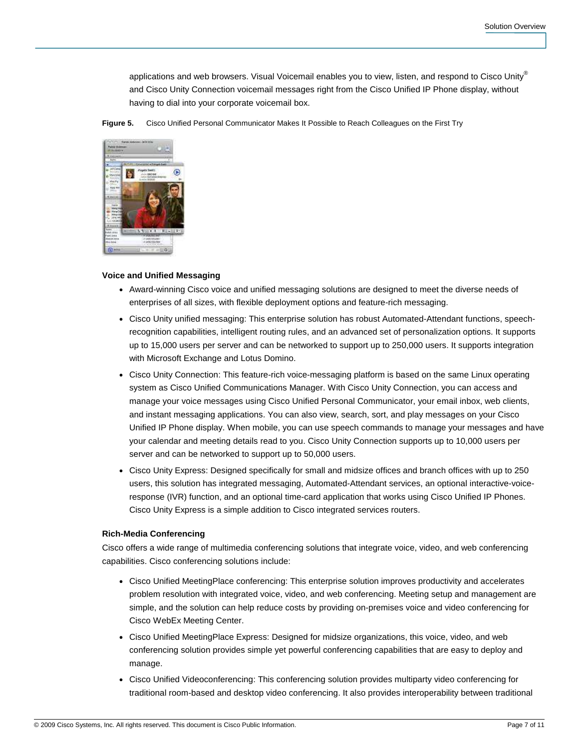applications and web browsers. Visual Voicemail enables you to view, listen, and respond to Cisco Unity® and Cisco Unity Connection voicemail messages right from the Cisco Unified IP Phone display, without having to dial into your corporate voicemail box.

**Figure 5.** Cisco Unified Personal Communicator Makes It Possible to Reach Colleagues on the First Try

**Voice and Unified Messaging**

- Award-winning Cisco voice and unified messaging solutions are designed to meet the diverse needs of enterprises of all sizes, with flexible deployment options and feature-rich messaging.
- Cisco Unity unified messaging: This enterprise solution has robust Automated-Attendant functions, speech-recognition capabilities, intelligent routing rules, and an advanced set of personalization options. It supports up to 15,000 users per server and can be networked to support up to 250,000 users. It supports integration with Microsoft Exchange and Lotus Domino.
- Cisco Unity Connection: This feature-rich voice-messaging platform is based on the same Linux operating system as Cisco Unified Communications Manager. With Cisco Unity Connection, you can access and manage your voice messages using Cisco Unified Personal Communicator, your email inbox, web clients, and instant messaging applications. You can also view, search, sort, and play messages on your Cisco Unified IP Phone display. When mobile, you can use speech commands to manage your messages and have your calendar and meeting details read to you. Cisco Unity Connection supports up to 10,000 users per server and can be networked to support up to 50,000 users.
- Cisco Unity Express: Designed specifically for small and midsize offices and branch offices with up to 250 users, this solution has integrated messaging, Automated-Attendant services, an optional interactive-voice-response (IVR) function, and an optional time-card application that works using Cisco Unified IP Phones. Cisco Unity Express is a simple addition to Cisco integrated services routers.

**Rich-Media Conferencing**

Cisco offers a wide range of multimedia conferencing solutions that integrate voice, video, and web conferencing capabilities. Cisco conferencing solutions include:

- Cisco Unified MeetingPlace conferencing: This enterprise solution improves productivity and accelerates problem resolution with integrated voice, video, and web conferencing. Meeting setup and management are simple, and the solution can help reduce costs by providing on-premises voice and video conferencing for Cisco WebEx Meeting Center.
- Cisco Unified MeetingPlace Express: Designed for midsize organizations, this voice, video, and web conferencing solution provides simple yet powerful conferencing capabilities that are easy to deploy and manage.
- Cisco Unified Videoconferencing: This conferencing solution provides multiparty video conferencing for traditional room-based and desktop video conferencing. It also provides interoperability between traditional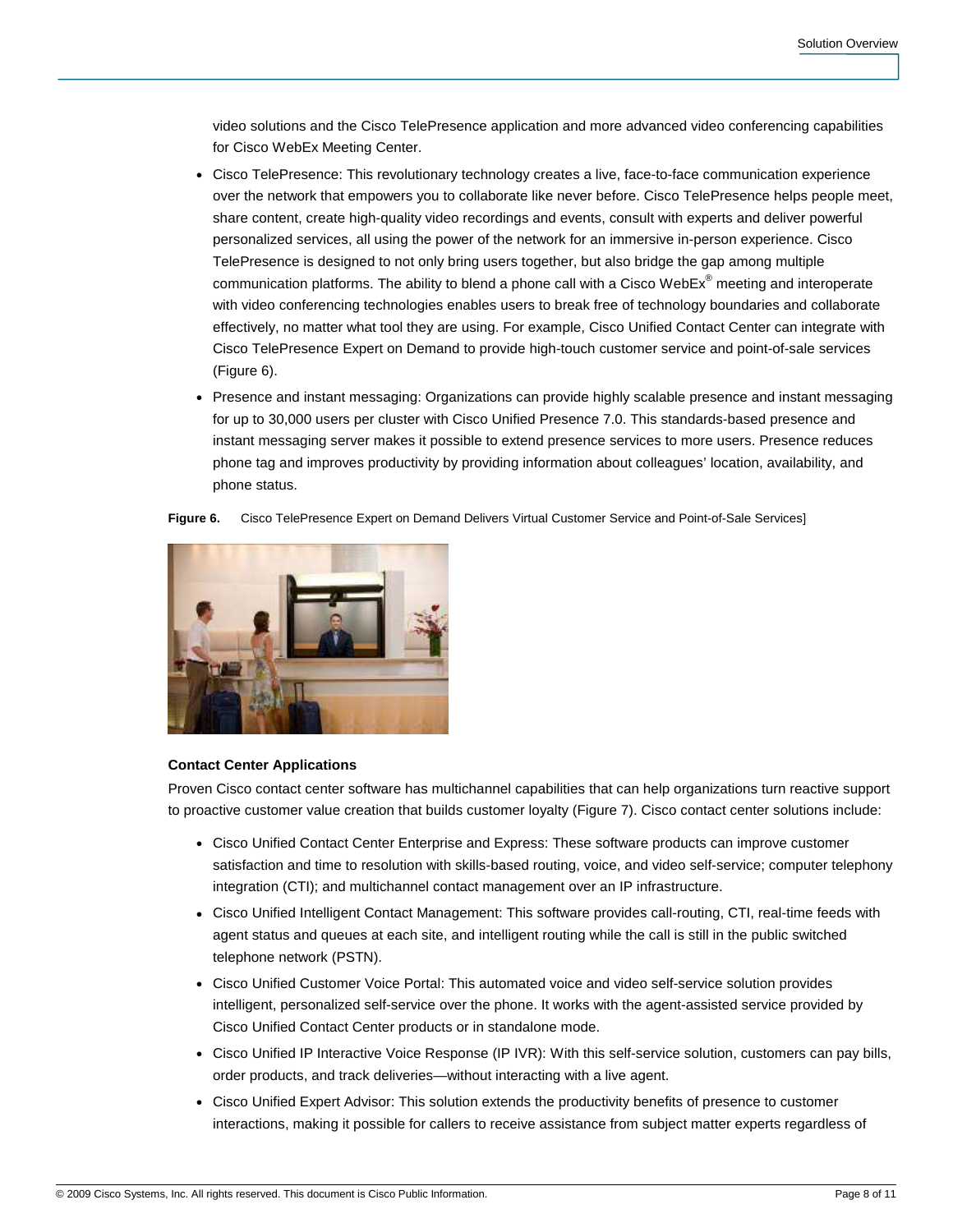video solutions and the Cisco TelePresence application and more advanced video conferencing capabilities for Cisco WebEx Meeting Center.

- Cisco TelePresence: This revolutionary technology creates a live, face-to-face communication experience over the network that empowers you to collaborate like never before. Cisco TelePresence helps people meet, share content, create high-quality video recordings and events, consult with experts and deliver powerful personalized services, all using the power of the network for an immersive in-person experience. Cisco TelePresence is designed to not only bring users together, but also bridge the gap among multiple communication platforms. The ability to blend a phone call with a Cisco WebEx® meeting and interoperate with video conferencing technologies enables users to break free of technology boundaries and collaborate effectively, no matter what tool they are using. For example, Cisco Unified Contact Center can integrate with Cisco TelePresence Expert on Demand to provide high-touch customer service and point-of-sale services (Figure 6).
- Presence and instant messaging: Organizations can provide highly scalable presence and instant messaging for up to 30,000 users per cluster with Cisco Unified Presence 7.0. This standards-based presence and instant messaging server makes it possible to extend presence services to more users. Presence reduces phone tag and improves productivity by providing information about colleagues' location, availability, and phone status.

**Figure 6.** Cisco TelePresence Expert on Demand Delivers Virtual Customer Service and Point-of-Sale Services]

**Contact Center Applications**

Proven Cisco contact center software has multichannel capabilities that can help organizations turn reactive support to proactive customer value creation that builds customer loyalty (Figure 7). Cisco contact center solutions include:

- Cisco Unified Contact Center Enterprise and Express: These software products can improve customer satisfaction and time to resolution with skills-based routing, voice, and video self-service; computer telephony integration (CTI); and multichannel contact management over an IP infrastructure.
- Cisco Unified Intelligent Contact Management: This software provides call-routing, CTI, real-time feeds with agent status and queues at each site, and intelligent routing while the call is still in the public switched telephone network (PSTN).
- Cisco Unified Customer Voice Portal: This automated voice and video self-service solution provides intelligent, personalized self-service over the phone. It works with the agent-assisted service provided by Cisco Unified Contact Center products or in standalone mode.
- Cisco Unified IP Interactive Voice Response (IP IVR): With this self-service solution, customers can pay bills, order products, and track deliveries—without interacting with a live agent.
- Cisco Unified Expert Advisor: This solution extends the productivity benefits of presence to customer interactions, making it possible for callers to receive assistance from subject matter experts regardless of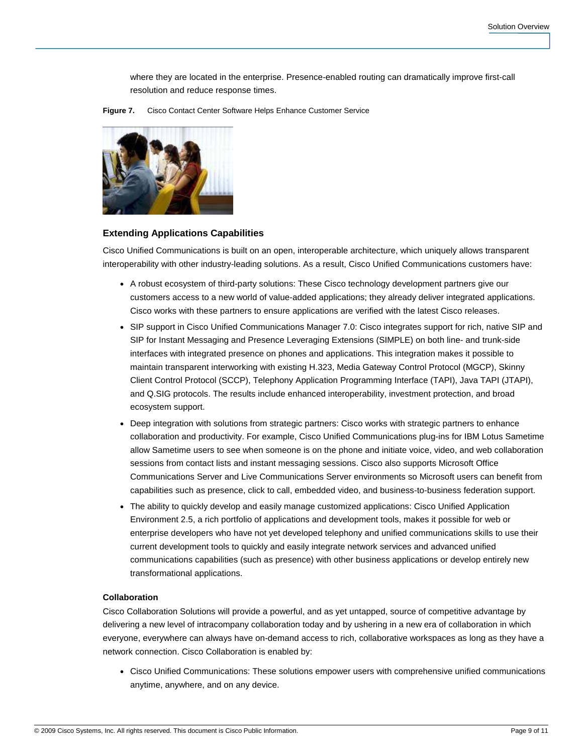where they are located in the enterprise. Presence-enabled routing can dramatically improve first-call resolution and reduce response times.

**Figure 7.** Cisco Contact Center Software Helps Enhance Customer Service

### Extending Applications Capabilities

Cisco Unified Communications is built on an open, interoperable architecture, which uniquely allows transparent interoperability with other industry-leading solutions. As a result, Cisco Unified Communications customers have:

- A robust ecosystem of third-party solutions: These Cisco technology development partners give our customers access to a new world of value-added applications; they already deliver integrated applications. Cisco works with these partners to ensure applications are verified with the latest Cisco releases.
- SIP support in Cisco Unified Communications Manager 7.0: Cisco integrates support for rich, native SIP and SIP for Instant Messaging and Presence Leveraging Extensions (SIMPLE) on both line- and trunk-side interfaces with integrated presence on phones and applications. This integration makes it possible to maintain transparent interworking with existing H.323, Media Gateway Control Protocol (MGCP), Skinny Client Control Protocol (SCCP), Telephony Application Programming Interface (TAPI), Java TAPI (JTAPI), and Q.SIG protocols. The results include enhanced interoperability, investment protection, and broad ecosystem support.
- Deep integration with solutions from strategic partners: Cisco works with strategic partners to enhance collaboration and productivity. For example, Cisco Unified Communications plug-ins for IBM Lotus Sametime allow Sametime users to see when someone is on the phone and initiate voice, video, and web collaboration sessions from contact lists and instant messaging sessions. Cisco also supports Microsoft Office Communications Server and Live Communications Server environments so Microsoft users can benefit from capabilities such as presence, click to call, embedded video, and business-to-business federation support.
- The ability to quickly develop and easily manage customized applications: Cisco Unified Application Environment 2.5, a rich portfolio of applications and development tools, makes it possible for web or enterprise developers who have not yet developed telephony and unified communications skills to use their current development tools to quickly and easily integrate network services and advanced unified communications capabilities (such as presence) with other business applications or develop entirely new transformational applications.

#### Collaboration

Cisco Collaboration Solutions will provide a powerful, and as yet untapped, source of competitive advantage by delivering a new level of intracompany collaboration today and by ushering in a new era of collaboration in which everyone, everywhere can always have on-demand access to rich, collaborative workspaces as long as they have a network connection. Cisco Collaboration is enabled by:

- Cisco Unified Communications: These solutions empower users with comprehensive unified communications anytime, anywhere, and on any device.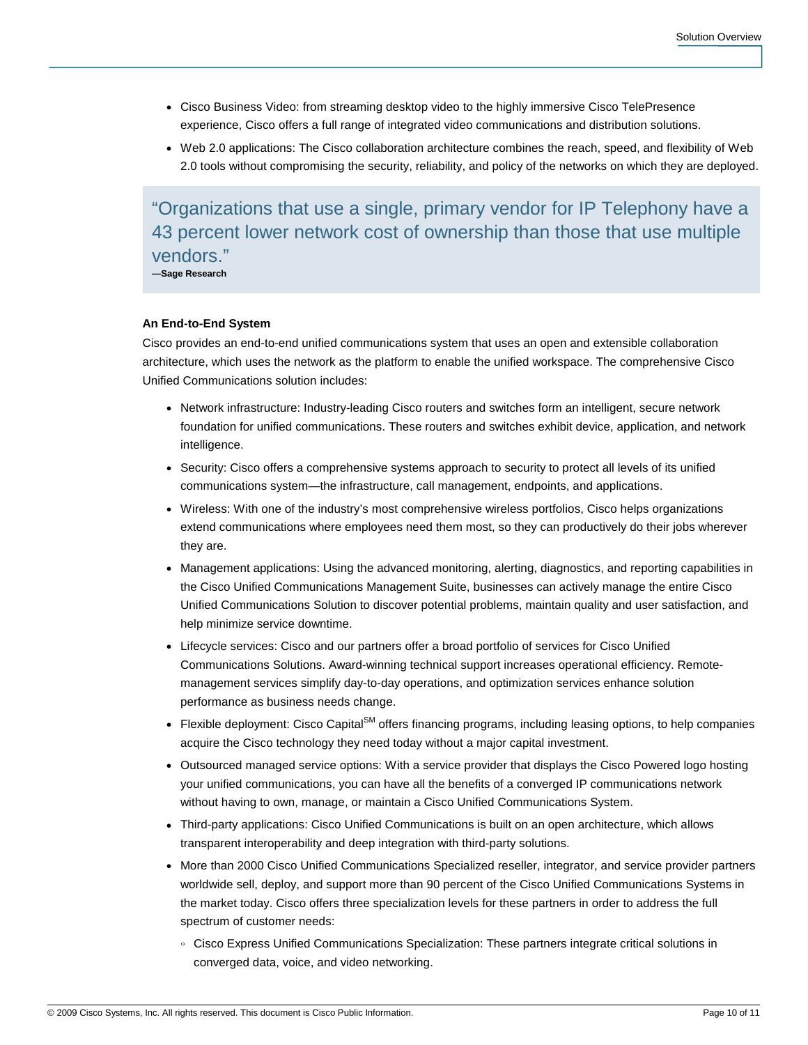- Cisco Business Video: from streaming desktop video to the highly immersive Cisco TelePresence experience, Cisco offers a full range of integrated video communications and distribution solutions.
- Web 2.0 applications: The Cisco collaboration architecture combines the reach, speed, and flexibility of Web 2.0 tools without compromising the security, reliability, and policy of the networks on which they are deployed.

> "Organizations that use a single, primary vendor for IP Telephony have a 43 percent lower network cost of ownership than those that use multiple vendors."
> **—Sage Research**

**An End-to-End System**

Cisco provides an end-to-end unified communications system that uses an open and extensible collaboration architecture, which uses the network as the platform to enable the unified workspace. The comprehensive Cisco Unified Communications solution includes:

- Network infrastructure: Industry-leading Cisco routers and switches form an intelligent, secure network foundation for unified communications. These routers and switches exhibit device, application, and network intelligence.
- Security: Cisco offers a comprehensive systems approach to security to protect all levels of its unified communications system—the infrastructure, call management, endpoints, and applications.
- Wireless: With one of the industry's most comprehensive wireless portfolios, Cisco helps organizations extend communications where employees need them most, so they can productively do their jobs wherever they are.
- Management applications: Using the advanced monitoring, alerting, diagnostics, and reporting capabilities in the Cisco Unified Communications Management Suite, businesses can actively manage the entire Cisco Unified Communications Solution to discover potential problems, maintain quality and user satisfaction, and help minimize service downtime.
- Lifecycle services: Cisco and our partners offer a broad portfolio of services for Cisco Unified Communications Solutions. Award-winning technical support increases operational efficiency. Remote-management services simplify day-to-day operations, and optimization services enhance solution performance as business needs change.
- Flexible deployment: Cisco Capital℠ offers financing programs, including leasing options, to help companies acquire the Cisco technology they need today without a major capital investment.
- Outsourced managed service options: With a service provider that displays the Cisco Powered logo hosting your unified communications, you can have all the benefits of a converged IP communications network without having to own, manage, or maintain a Cisco Unified Communications System.
- Third-party applications: Cisco Unified Communications is built on an open architecture, which allows transparent interoperability and deep integration with third-party solutions.
- More than 2000 Cisco Unified Communications Specialized reseller, integrator, and service provider partners worldwide sell, deploy, and support more than 90 percent of the Cisco Unified Communications Systems in the market today. Cisco offers three specialization levels for these partners in order to address the full spectrum of customer needs:
  - Cisco Express Unified Communications Specialization: These partners integrate critical solutions in converged data, voice, and video networking.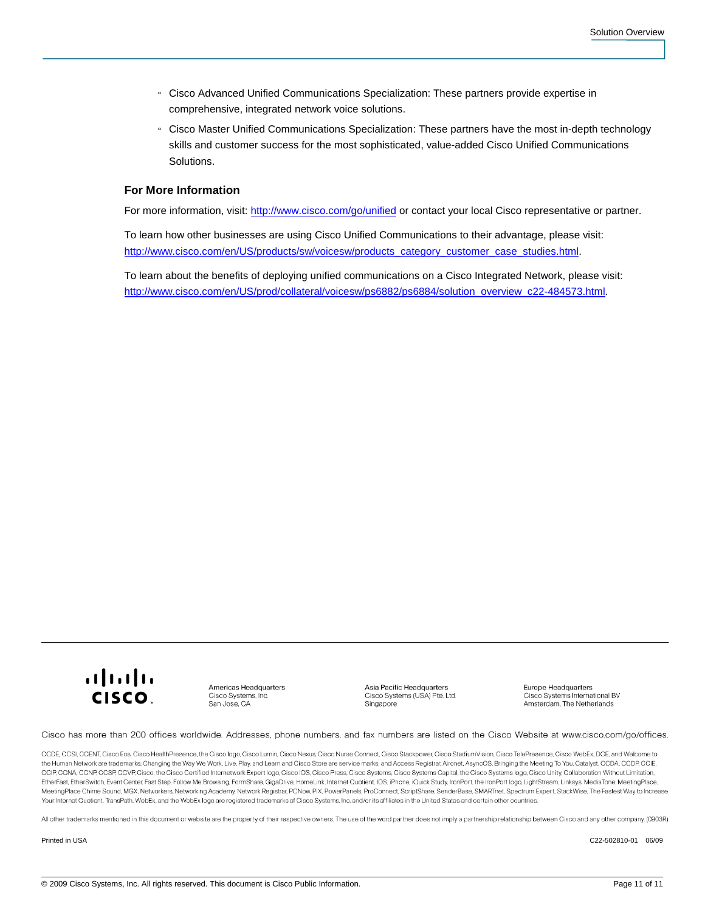- Cisco Advanced Unified Communications Specialization: These partners provide expertise in comprehensive, integrated network voice solutions.
- Cisco Master Unified Communications Specialization: These partners have the most in-depth technology skills and customer success for the most sophisticated, value-added Cisco Unified Communications Solutions.

### For More Information

For more information, visit: http://www.cisco.com/go/unified or contact your local Cisco representative or partner.

To learn how other businesses are using Cisco Unified Communications to their advantage, please visit: http://www.cisco.com/en/US/products/sw/voicesw/products_category_customer_case_studies.html.

To learn about the benefits of deploying unified communications on a Cisco Integrated Network, please visit: http://www.cisco.com/en/US/prod/collateral/voicesw/ps6882/ps6884/solution_overview_c22-484573.html.

Americas Headquarters
Cisco Systems, Inc.
San Jose, CA

Asia Pacific Headquarters
Cisco Systems (USA) Pte. Ltd.
Singapore

Europe Headquarters
Cisco Systems International BV
Amsterdam, The Netherlands

Cisco has more than 200 offices worldwide. Addresses, phone numbers, and fax numbers are listed on the Cisco Website at www.cisco.com/go/offices.

CCDE, CCSI, CCENT, Cisco Eos, Cisco HealthPresence, the Cisco logo, Cisco Lumin, Cisco Nexus, Cisco Nurse Connect, Cisco Stackpower, Cisco StadiumVision, Cisco TelePresence, Cisco WebEx, DCE, and Welcome to the Human Network are trademarks; Changing the Way We Work, Live, Play, and Learn and Cisco Store are service marks; and Access Registrar, Aironet, AsyncOS, Bringing the Meeting To You, Catalyst, CCDA, CCDP, CCIE, CCIP, CCNA, CCNP, CCSP, CCVP, Cisco, the Cisco Certified Internetwork Expert logo, Cisco IOS, Cisco Press, Cisco Systems, Cisco Systems Capital, the Cisco Systems logo, Cisco Unity, Collaboration Without Limitation, EtherFast, EtherSwitch, Event Center, Fast Step, Follow Me Browsing, FormShare, GigaDrive, HomeLink, Internet Quotient, IOS, iPhone, iQuick Study, IronPort, the IronPort logo, LightStream, Linksys, MediaTone, MeetingPlace, MeetingPlace Chime Sound, MGX, Networkers, Networking Academy, Network Registrar, PCNow, PIX, PowerPanels, ProConnect, ScriptShare, SenderBase, SMARTnet, Spectrum Expert, StackWise, The Fastest Way to Increase Your Internet Quotient, TransPath, WebEx, and the WebEx logo are registered trademarks of Cisco Systems, Inc. and/or its affiliates in the United States and certain other countries.

All other trademarks mentioned in this document or website are the property of their respective owners. The use of the word partner does not imply a partnership relationship between Cisco and any other company. (0903R)

Printed in USA C22-502810-01 06/09